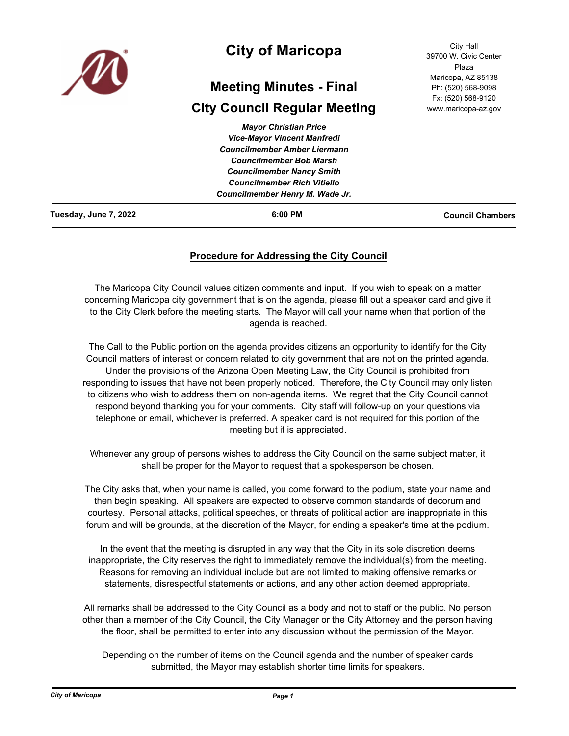# City of Maricopa

## Meeting Minutes - Final

## City Council Regular Meeting

City Hall
39700 W. Civic Center Plaza
Maricopa, AZ 85138
Ph: (520) 568-9098
Fx: (520) 568-9120
www.maricopa-az.gov

***Mayor Christian Price***
***Vice-Mayor Vincent Manfredi***
***Councilmember Amber Liermann***
***Councilmember Bob Marsh***
***Councilmember Nancy Smith***
***Councilmember Rich Vitiello***
***Councilmember Henry M. Wade Jr.***

**Tuesday, June 7, 2022** | **6:00 PM** | **Council Chambers**

### Procedure for Addressing the City Council

The Maricopa City Council values citizen comments and input. If you wish to speak on a matter concerning Maricopa city government that is on the agenda, please fill out a speaker card and give it to the City Clerk before the meeting starts. The Mayor will call your name when that portion of the agenda is reached.

The Call to the Public portion on the agenda provides citizens an opportunity to identify for the City Council matters of interest or concern related to city government that are not on the printed agenda. Under the provisions of the Arizona Open Meeting Law, the City Council is prohibited from responding to issues that have not been properly noticed. Therefore, the City Council may only listen to citizens who wish to address them on non-agenda items. We regret that the City Council cannot respond beyond thanking you for your comments. City staff will follow-up on your questions via telephone or email, whichever is preferred. A speaker card is not required for this portion of the meeting but it is appreciated.

Whenever any group of persons wishes to address the City Council on the same subject matter, it shall be proper for the Mayor to request that a spokesperson be chosen.

The City asks that, when your name is called, you come forward to the podium, state your name and then begin speaking. All speakers are expected to observe common standards of decorum and courtesy. Personal attacks, political speeches, or threats of political action are inappropriate in this forum and will be grounds, at the discretion of the Mayor, for ending a speaker's time at the podium.

In the event that the meeting is disrupted in any way that the City in its sole discretion deems inappropriate, the City reserves the right to immediately remove the individual(s) from the meeting. Reasons for removing an individual include but are not limited to making offensive remarks or statements, disrespectful statements or actions, and any other action deemed appropriate.

All remarks shall be addressed to the City Council as a body and not to staff or the public. No person other than a member of the City Council, the City Manager or the City Attorney and the person having the floor, shall be permitted to enter into any discussion without the permission of the Mayor.

Depending on the number of items on the Council agenda and the number of speaker cards submitted, the Mayor may establish shorter time limits for speakers.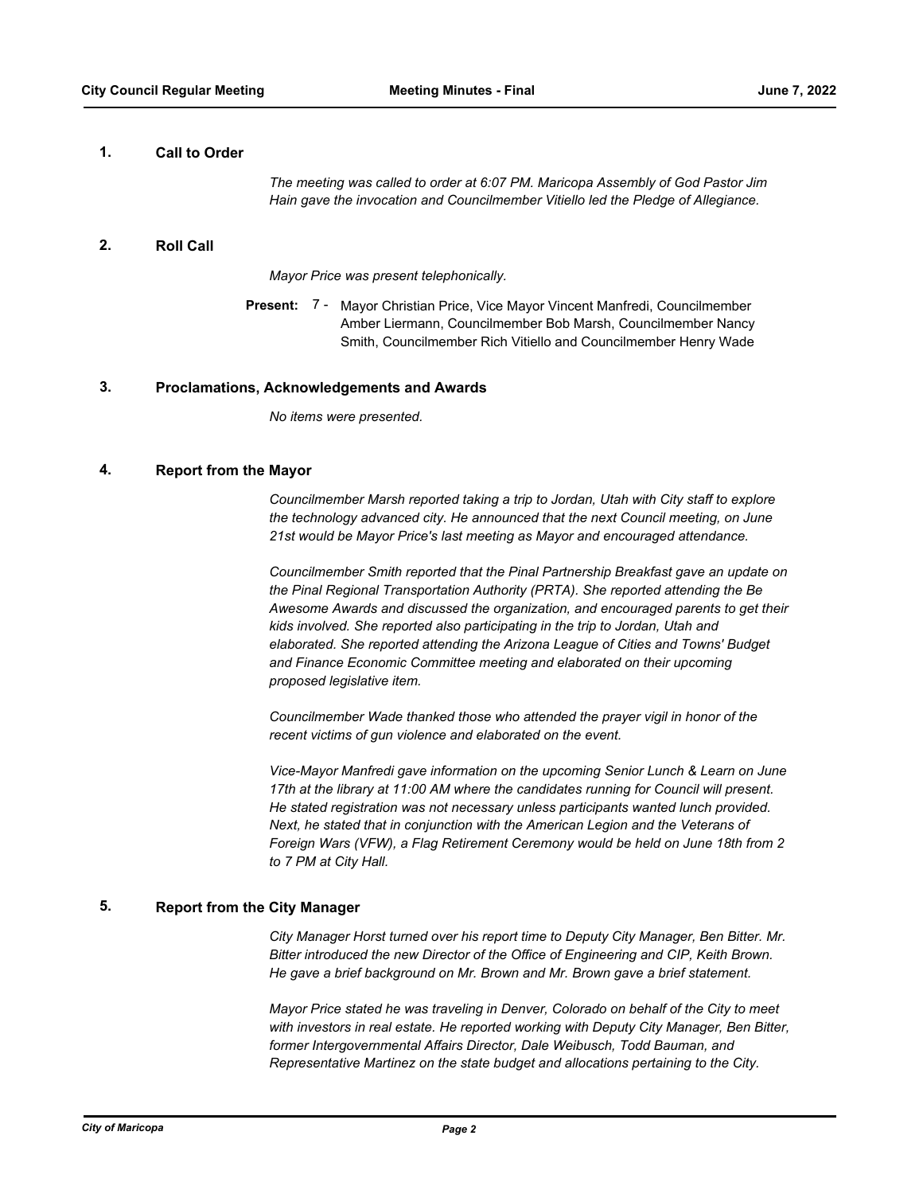## 1. Call to Order

*The meeting was called to order at 6:07 PM. Maricopa Assembly of God Pastor Jim Hain gave the invocation and Councilmember Vitiello led the Pledge of Allegiance.*

## 2. Roll Call

*Mayor Price was present telephonically.*

**Present:** 7 - Mayor Christian Price, Vice Mayor Vincent Manfredi, Councilmember Amber Liermann, Councilmember Bob Marsh, Councilmember Nancy Smith, Councilmember Rich Vitiello and Councilmember Henry Wade

## 3. Proclamations, Acknowledgements and Awards

*No items were presented.*

## 4. Report from the Mayor

*Councilmember Marsh reported taking a trip to Jordan, Utah with City staff to explore the technology advanced city. He announced that the next Council meeting, on June 21st would be Mayor Price's last meeting as Mayor and encouraged attendance.*

*Councilmember Smith reported that the Pinal Partnership Breakfast gave an update on the Pinal Regional Transportation Authority (PRTA). She reported attending the Be Awesome Awards and discussed the organization, and encouraged parents to get their kids involved. She reported also participating in the trip to Jordan, Utah and elaborated. She reported attending the Arizona League of Cities and Towns' Budget and Finance Economic Committee meeting and elaborated on their upcoming proposed legislative item.*

*Councilmember Wade thanked those who attended the prayer vigil in honor of the recent victims of gun violence and elaborated on the event.*

*Vice-Mayor Manfredi gave information on the upcoming Senior Lunch & Learn on June 17th at the library at 11:00 AM where the candidates running for Council will present. He stated registration was not necessary unless participants wanted lunch provided. Next, he stated that in conjunction with the American Legion and the Veterans of Foreign Wars (VFW), a Flag Retirement Ceremony would be held on June 18th from 2 to 7 PM at City Hall.*

## 5. Report from the City Manager

*City Manager Horst turned over his report time to Deputy City Manager, Ben Bitter. Mr. Bitter introduced the new Director of the Office of Engineering and CIP, Keith Brown. He gave a brief background on Mr. Brown and Mr. Brown gave a brief statement.*

*Mayor Price stated he was traveling in Denver, Colorado on behalf of the City to meet with investors in real estate. He reported working with Deputy City Manager, Ben Bitter, former Intergovernmental Affairs Director, Dale Weibusch, Todd Bauman, and Representative Martinez on the state budget and allocations pertaining to the City.*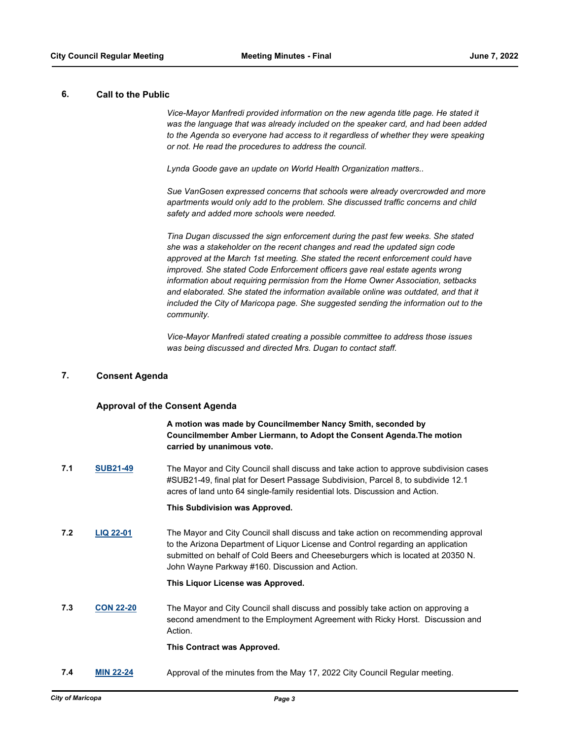## 6. Call to the Public

*Vice-Mayor Manfredi provided information on the new agenda title page. He stated it was the language that was already included on the speaker card, and had been added to the Agenda so everyone had access to it regardless of whether they were speaking or not. He read the procedures to address the council.*

*Lynda Goode gave an update on World Health Organization matters..*

*Sue VanGosen expressed concerns that schools were already overcrowded and more apartments would only add to the problem. She discussed traffic concerns and child safety and added more schools were needed.*

*Tina Dugan discussed the sign enforcement during the past few weeks. She stated she was a stakeholder on the recent changes and read the updated sign code approved at the March 1st meeting. She stated the recent enforcement could have improved. She stated Code Enforcement officers gave real estate agents wrong information about requiring permission from the Home Owner Association, setbacks and elaborated. She stated the information available online was outdated, and that it included the City of Maricopa page. She suggested sending the information out to the community.*

*Vice-Mayor Manfredi stated creating a possible committee to address those issues was being discussed and directed Mrs. Dugan to contact staff.*

## 7. Consent Agenda

### Approval of the Consent Agenda

**A motion was made by Councilmember Nancy Smith, seconded by Councilmember Amber Liermann, to Adopt the Consent Agenda.The motion carried by unanimous vote.**

**7.1** **SUB21-49** The Mayor and City Council shall discuss and take action to approve subdivision cases #SUB21-49, final plat for Desert Passage Subdivision, Parcel 8, to subdivide 12.1 acres of land unto 64 single-family residential lots. Discussion and Action.

**This Subdivision was Approved.**

**7.2** **LIQ 22-01** The Mayor and City Council shall discuss and take action on recommending approval to the Arizona Department of Liquor License and Control regarding an application submitted on behalf of Cold Beers and Cheeseburgers which is located at 20350 N. John Wayne Parkway #160. Discussion and Action.

**This Liquor License was Approved.**

**7.3** **CON 22-20** The Mayor and City Council shall discuss and possibly take action on approving a second amendment to the Employment Agreement with Ricky Horst. Discussion and Action.

**This Contract was Approved.**

**7.4** **MIN 22-24** Approval of the minutes from the May 17, 2022 City Council Regular meeting.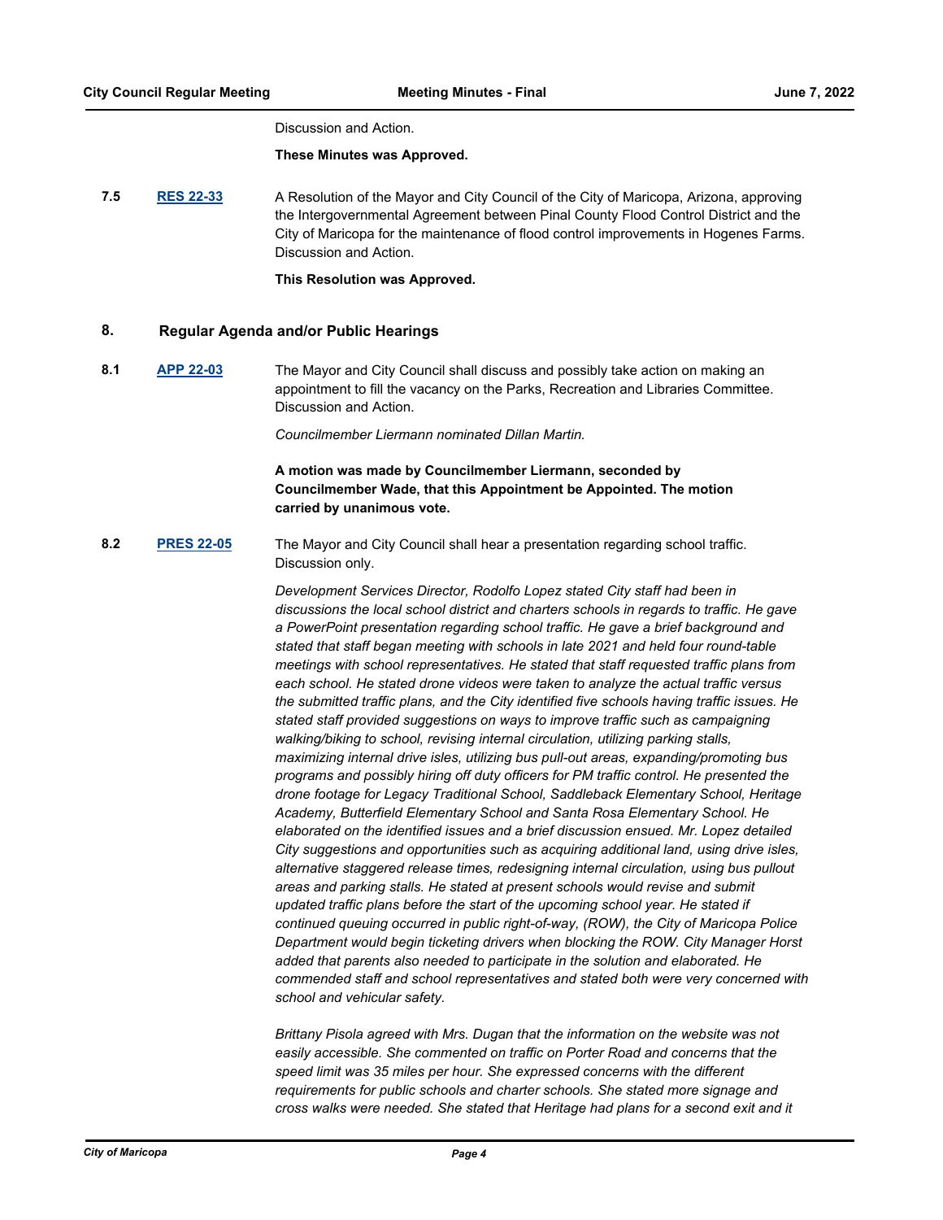Discussion and Action.

**These Minutes was Approved.**

**7.5** **RES 22-33** A Resolution of the Mayor and City Council of the City of Maricopa, Arizona, approving the Intergovernmental Agreement between Pinal County Flood Control District and the City of Maricopa for the maintenance of flood control improvements in Hogenes Farms. Discussion and Action.

**This Resolution was Approved.**

## 8. Regular Agenda and/or Public Hearings

**8.1** **APP 22-03** The Mayor and City Council shall discuss and possibly take action on making an appointment to fill the vacancy on the Parks, Recreation and Libraries Committee. Discussion and Action.

*Councilmember Liermann nominated Dillan Martin.*

**A motion was made by Councilmember Liermann, seconded by Councilmember Wade, that this Appointment be Appointed. The motion carried by unanimous vote.**

**8.2** **PRES 22-05** The Mayor and City Council shall hear a presentation regarding school traffic. Discussion only.

*Development Services Director, Rodolfo Lopez stated City staff had been in discussions the local school district and charters schools in regards to traffic. He gave a PowerPoint presentation regarding school traffic. He gave a brief background and stated that staff began meeting with schools in late 2021 and held four round-table meetings with school representatives. He stated that staff requested traffic plans from each school. He stated drone videos were taken to analyze the actual traffic versus the submitted traffic plans, and the City identified five schools having traffic issues. He stated staff provided suggestions on ways to improve traffic such as campaigning walking/biking to school, revising internal circulation, utilizing parking stalls, maximizing internal drive isles, utilizing bus pull-out areas, expanding/promoting bus programs and possibly hiring off duty officers for PM traffic control. He presented the drone footage for Legacy Traditional School, Saddleback Elementary School, Heritage Academy, Butterfield Elementary School and Santa Rosa Elementary School. He elaborated on the identified issues and a brief discussion ensued. Mr. Lopez detailed City suggestions and opportunities such as acquiring additional land, using drive isles, alternative staggered release times, redesigning internal circulation, using bus pullout areas and parking stalls. He stated at present schools would revise and submit updated traffic plans before the start of the upcoming school year. He stated if continued queuing occurred in public right-of-way, (ROW), the City of Maricopa Police Department would begin ticketing drivers when blocking the ROW. City Manager Horst added that parents also needed to participate in the solution and elaborated. He commended staff and school representatives and stated both were very concerned with school and vehicular safety.*

*Brittany Pisola agreed with Mrs. Dugan that the information on the website was not easily accessible. She commented on traffic on Porter Road and concerns that the speed limit was 35 miles per hour. She expressed concerns with the different requirements for public schools and charter schools. She stated more signage and cross walks were needed. She stated that Heritage had plans for a second exit and it*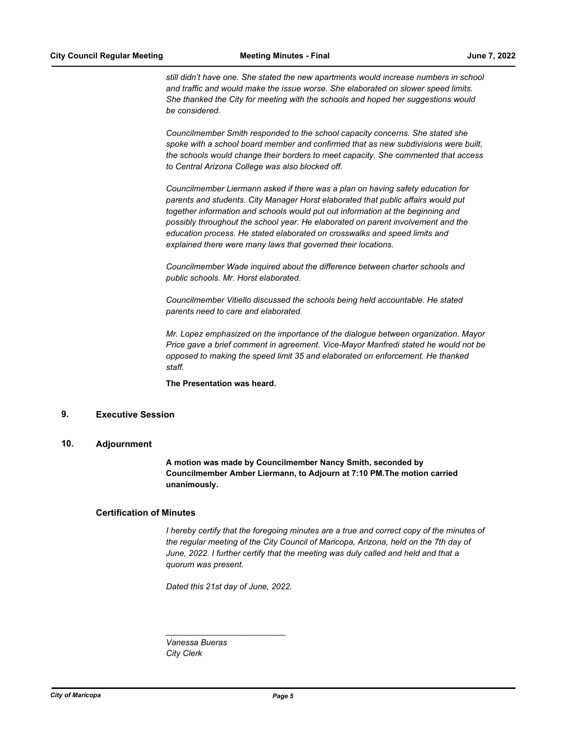*still didn't have one. She stated the new apartments would increase numbers in school and traffic and would make the issue worse. She elaborated on slower speed limits. She thanked the City for meeting with the schools and hoped her suggestions would be considered.*

*Councilmember Smith responded to the school capacity concerns. She stated she spoke with a school board member and confirmed that as new subdivisions were built, the schools would change their borders to meet capacity. She commented that access to Central Arizona College was also blocked off.*

*Councilmember Liermann asked if there was a plan on having safety education for parents and students. City Manager Horst elaborated that public affairs would put together information and schools would put out information at the beginning and possibly throughout the school year. He elaborated on parent involvement and the education process. He stated elaborated on crosswalks and speed limits and explained there were many laws that governed their locations.*

*Councilmember Wade inquired about the difference between charter schools and public schools. Mr. Horst elaborated.*

*Councilmember Vitiello discussed the schools being held accountable. He stated parents need to care and elaborated.*

*Mr. Lopez emphasized on the importance of the dialogue between organization. Mayor Price gave a brief comment in agreement. Vice-Mayor Manfredi stated he would not be opposed to making the speed limit 35 and elaborated on enforcement. He thanked staff.*

**The Presentation was heard.**

## 9. Executive Session

## 10. Adjournment

**A motion was made by Councilmember Nancy Smith, seconded by Councilmember Amber Liermann, to Adjourn at 7:10 PM.The motion carried unanimously.**

## Certification of Minutes

*I hereby certify that the foregoing minutes are a true and correct copy of the minutes of the regular meeting of the City Council of Maricopa, Arizona, held on the 7th day of June, 2022. I further certify that the meeting was duly called and held and that a quorum was present.*

*Dated this 21st day of June, 2022.*

*__________________________*

*Vanessa Bueras*
*City Clerk*